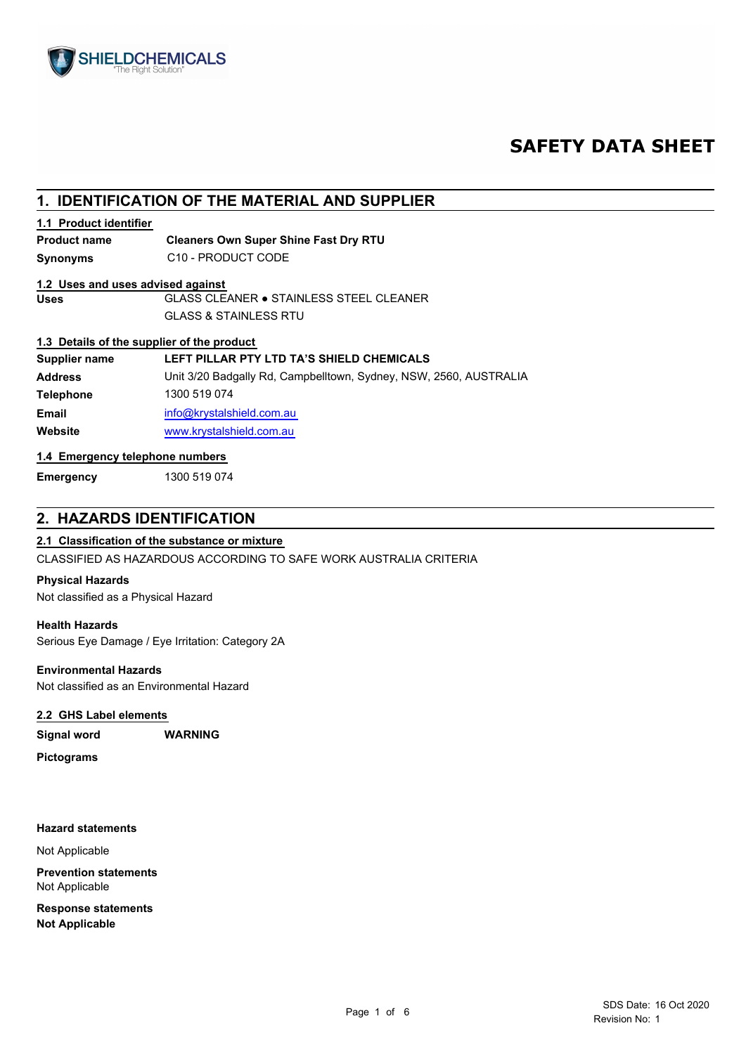SHIELDCHEMICALS
"The Right Solution"

# SAFETY DATA SHEET

## 1. IDENTIFICATION OF THE MATERIAL AND SUPPLIER

### 1.1 Product identifier

**Product name** **Cleaners Own Super Shine Fast Dry RTU**

**Synonyms** C10 - PRODUCT CODE

### 1.2 Uses and uses advised against

**Uses** GLASS CLEANER ● STAINLESS STEEL CLEANER
GLASS & STAINLESS RTU

### 1.3 Details of the supplier of the product

**Supplier name** **LEFT PILLAR PTY LTD TA'S SHIELD CHEMICALS**

**Address** Unit 3/20 Badgally Rd, Campbelltown, Sydney, NSW, 2560, AUSTRALIA

**Telephone** 1300 519 074

**Email** info@krystalshield.com.au

**Website** www.krystalshield.com.au

### 1.4 Emergency telephone numbers

**Emergency** 1300 519 074

## 2. HAZARDS IDENTIFICATION

### 2.1 Classification of the substance or mixture

CLASSIFIED AS HAZARDOUS ACCORDING TO SAFE WORK AUSTRALIA CRITERIA

**Physical Hazards**
Not classified as a Physical Hazard

**Health Hazards**
Serious Eye Damage / Eye Irritation: Category 2A

**Environmental Hazards**
Not classified as an Environmental Hazard

### 2.2 GHS Label elements

**Signal word** **WARNING**

**Pictograms**

**Hazard statements**

Not Applicable

**Prevention statements**
Not Applicable

**Response statements**
**Not Applicable**

SDS Date: 16 Oct 2020
Revision No: 1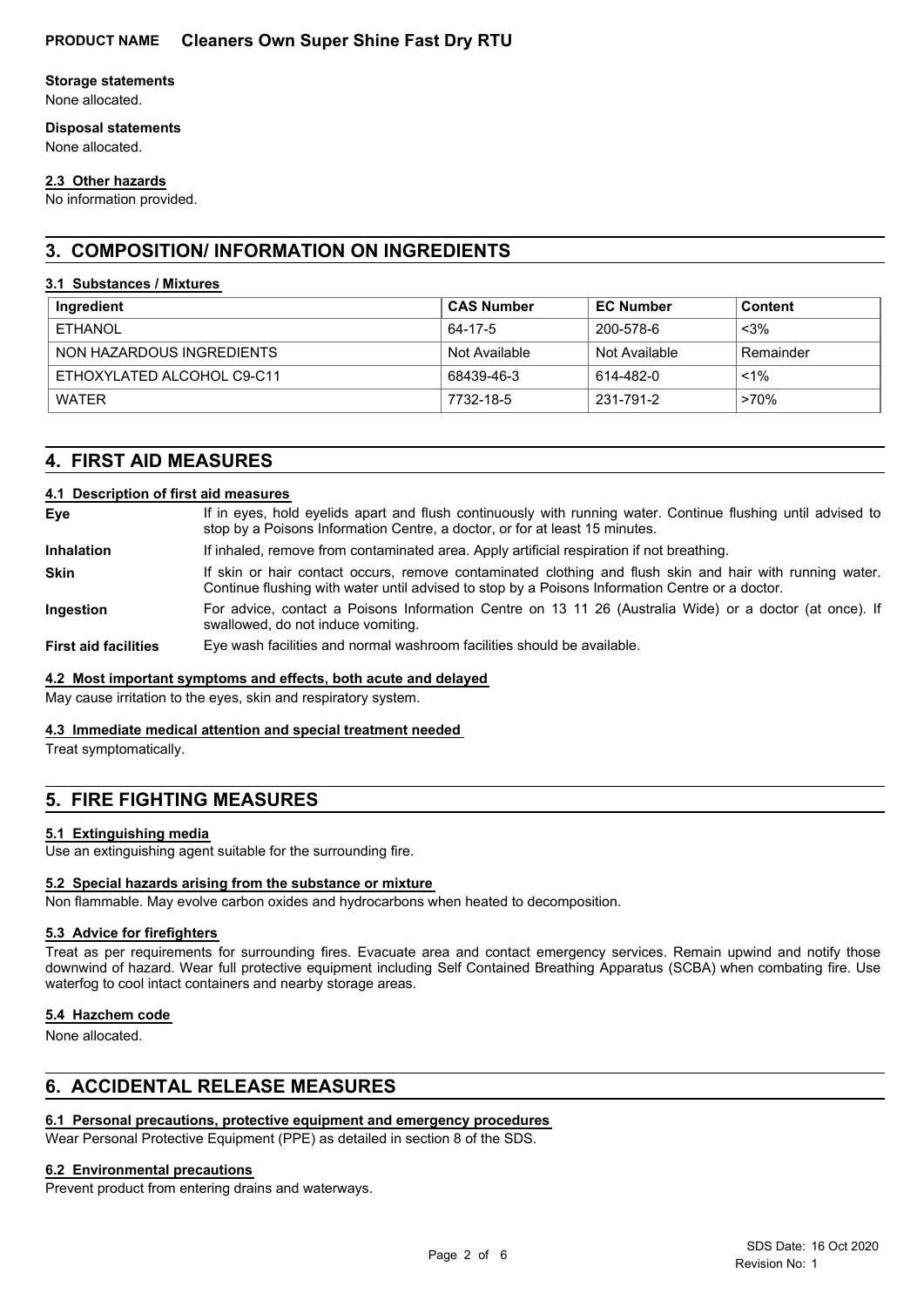### Storage statements

None allocated.

### Disposal statements

None allocated.

### 2.3 Other hazards

No information provided.

## 3. COMPOSITION/ INFORMATION ON INGREDIENTS

### 3.1 Substances / Mixtures

| Ingredient | CAS Number | EC Number | Content |
|---|---|---|---|
| ETHANOL | 64-17-5 | 200-578-6 | <3% |
| NON HAZARDOUS INGREDIENTS | Not Available | Not Available | Remainder |
| ETHOXYLATED ALCOHOL C9-C11 | 68439-46-3 | 614-482-0 | <1% |
| WATER | 7732-18-5 | 231-791-2 | >70% |

## 4. FIRST AID MEASURES

### 4.1 Description of first aid measures

**Eye** If in eyes, hold eyelids apart and flush continuously with running water. Continue flushing until advised to stop by a Poisons Information Centre, a doctor, or for at least 15 minutes.

**Inhalation** If inhaled, remove from contaminated area. Apply artificial respiration if not breathing.

**Skin** If skin or hair contact occurs, remove contaminated clothing and flush skin and hair with running water. Continue flushing with water until advised to stop by a Poisons Information Centre or a doctor.

**Ingestion** For advice, contact a Poisons Information Centre on 13 11 26 (Australia Wide) or a doctor (at once). If swallowed, do not induce vomiting.

**First aid facilities** Eye wash facilities and normal washroom facilities should be available.

### 4.2 Most important symptoms and effects, both acute and delayed

May cause irritation to the eyes, skin and respiratory system.

### 4.3 Immediate medical attention and special treatment needed

Treat symptomatically.

## 5. FIRE FIGHTING MEASURES

### 5.1 Extinguishing media

Use an extinguishing agent suitable for the surrounding fire.

### 5.2 Special hazards arising from the substance or mixture

Non flammable. May evolve carbon oxides and hydrocarbons when heated to decomposition.

### 5.3 Advice for firefighters

Treat as per requirements for surrounding fires. Evacuate area and contact emergency services. Remain upwind and notify those downwind of hazard. Wear full protective equipment including Self Contained Breathing Apparatus (SCBA) when combating fire. Use waterfog to cool intact containers and nearby storage areas.

### 5.4 Hazchem code

None allocated.

## 6. ACCIDENTAL RELEASE MEASURES

### 6.1 Personal precautions, protective equipment and emergency procedures

Wear Personal Protective Equipment (PPE) as detailed in section 8 of the SDS.

### 6.2 Environmental precautions

Prevent product from entering drains and waterways.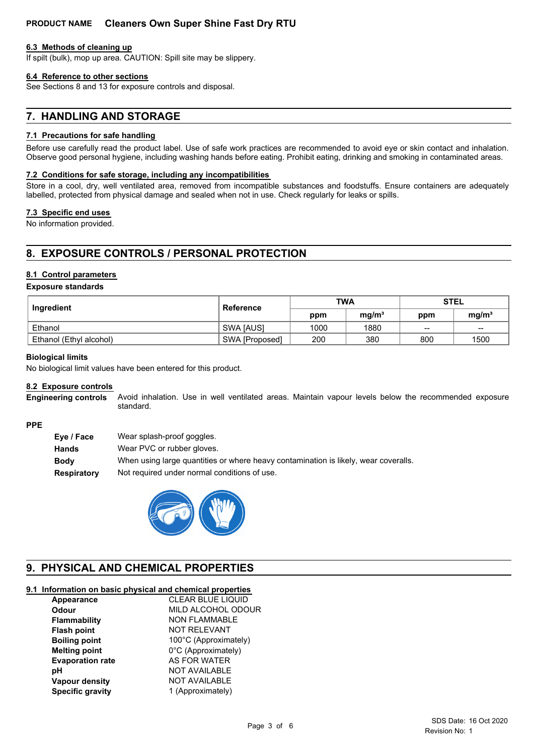### 6.3 Methods of cleaning up

If spilt (bulk), mop up area. CAUTION: Spill site may be slippery.

### 6.4 Reference to other sections

See Sections 8 and 13 for exposure controls and disposal.

## 7. HANDLING AND STORAGE

### 7.1 Precautions for safe handling

Before use carefully read the product label. Use of safe work practices are recommended to avoid eye or skin contact and inhalation. Observe good personal hygiene, including washing hands before eating. Prohibit eating, drinking and smoking in contaminated areas.

### 7.2 Conditions for safe storage, including any incompatibilities

Store in a cool, dry, well ventilated area, removed from incompatible substances and foodstuffs. Ensure containers are adequately labelled, protected from physical damage and sealed when not in use. Check regularly for leaks or spills.

### 7.3 Specific end uses

No information provided.

## 8. EXPOSURE CONTROLS / PERSONAL PROTECTION

### 8.1 Control parameters

**Exposure standards**

| Ingredient | Reference | TWA | | STEL | |
|---|---|---|---|---|---|
| | | ppm | mg/m³ | ppm | mg/m³ |
| Ethanol | SWA [AUS] | 1000 | 1880 | -- | -- |
| Ethanol (Ethyl alcohol) | SWA [Proposed] | 200 | 380 | 800 | 1500 |

**Biological limits**

No biological limit values have been entered for this product.

### 8.2 Exposure controls

**Engineering controls** Avoid inhalation. Use in well ventilated areas. Maintain vapour levels below the recommended exposure standard.

**PPE**

- **Eye / Face** Wear splash-proof goggles.
- **Hands** Wear PVC or rubber gloves.
- **Body** When using large quantities or where heavy contamination is likely, wear coveralls.
- **Respiratory** Not required under normal conditions of use.

## 9. PHYSICAL AND CHEMICAL PROPERTIES

### 9.1 Information on basic physical and chemical properties

| | |
|---|---|
| **Appearance** | CLEAR BLUE LIQUID |
| **Odour** | MILD ALCOHOL ODOUR |
| **Flammability** | NON FLAMMABLE |
| **Flash point** | NOT RELEVANT |
| **Boiling point** | 100°C (Approximately) |
| **Melting point** | 0°C (Approximately) |
| **Evaporation rate** | AS FOR WATER |
| **pH** | NOT AVAILABLE |
| **Vapour density** | NOT AVAILABLE |
| **Specific gravity** | 1 (Approximately) |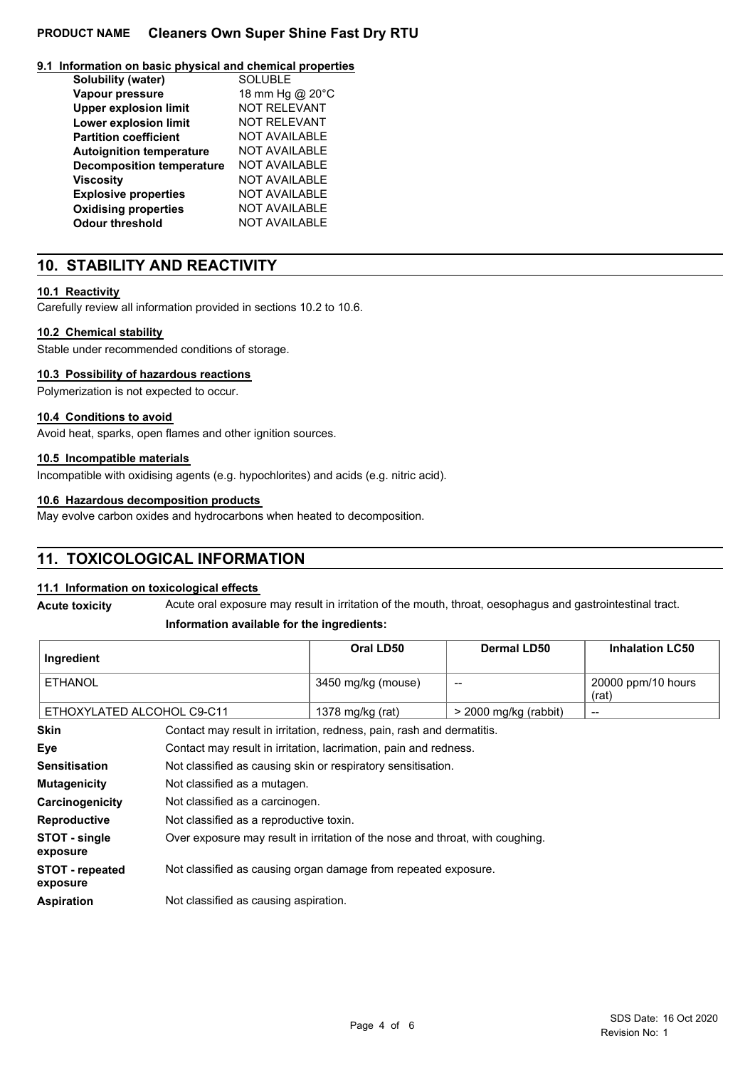### 9.1 Information on basic physical and chemical properties

| | |
|---|---|
| **Solubility (water)** | SOLUBLE |
| **Vapour pressure** | 18 mm Hg @ 20°C |
| **Upper explosion limit** | NOT RELEVANT |
| **Lower explosion limit** | NOT RELEVANT |
| **Partition coefficient** | NOT AVAILABLE |
| **Autoignition temperature** | NOT AVAILABLE |
| **Decomposition temperature** | NOT AVAILABLE |
| **Viscosity** | NOT AVAILABLE |
| **Explosive properties** | NOT AVAILABLE |
| **Oxidising properties** | NOT AVAILABLE |
| **Odour threshold** | NOT AVAILABLE |

## 10. STABILITY AND REACTIVITY

### 10.1 Reactivity

Carefully review all information provided in sections 10.2 to 10.6.

### 10.2 Chemical stability

Stable under recommended conditions of storage.

### 10.3 Possibility of hazardous reactions

Polymerization is not expected to occur.

### 10.4 Conditions to avoid

Avoid heat, sparks, open flames and other ignition sources.

### 10.5 Incompatible materials

Incompatible with oxidising agents (e.g. hypochlorites) and acids (e.g. nitric acid).

### 10.6 Hazardous decomposition products

May evolve carbon oxides and hydrocarbons when heated to decomposition.

## 11. TOXICOLOGICAL INFORMATION

### 11.1 Information on toxicological effects

**Acute toxicity** Acute oral exposure may result in irritation of the mouth, throat, oesophagus and gastrointestinal tract.

**Information available for the ingredients:**

| Ingredient | Oral LD50 | Dermal LD50 | Inhalation LC50 |
|---|---|---|---|
| ETHANOL | 3450 mg/kg (mouse) | -- | 20000 ppm/10 hours (rat) |
| ETHOXYLATED ALCOHOL C9-C11 | 1378 mg/kg (rat) | > 2000 mg/kg (rabbit) | -- |

| | |
|---|---|
| **Skin** | Contact may result in irritation, redness, pain, rash and dermatitis. |
| **Eye** | Contact may result in irritation, lacrimation, pain and redness. |
| **Sensitisation** | Not classified as causing skin or respiratory sensitisation. |
| **Mutagenicity** | Not classified as a mutagen. |
| **Carcinogenicity** | Not classified as a carcinogen. |
| **Reproductive** | Not classified as a reproductive toxin. |
| **STOT - single exposure** | Over exposure may result in irritation of the nose and throat, with coughing. |
| **STOT - repeated exposure** | Not classified as causing organ damage from repeated exposure. |
| **Aspiration** | Not classified as causing aspiration. |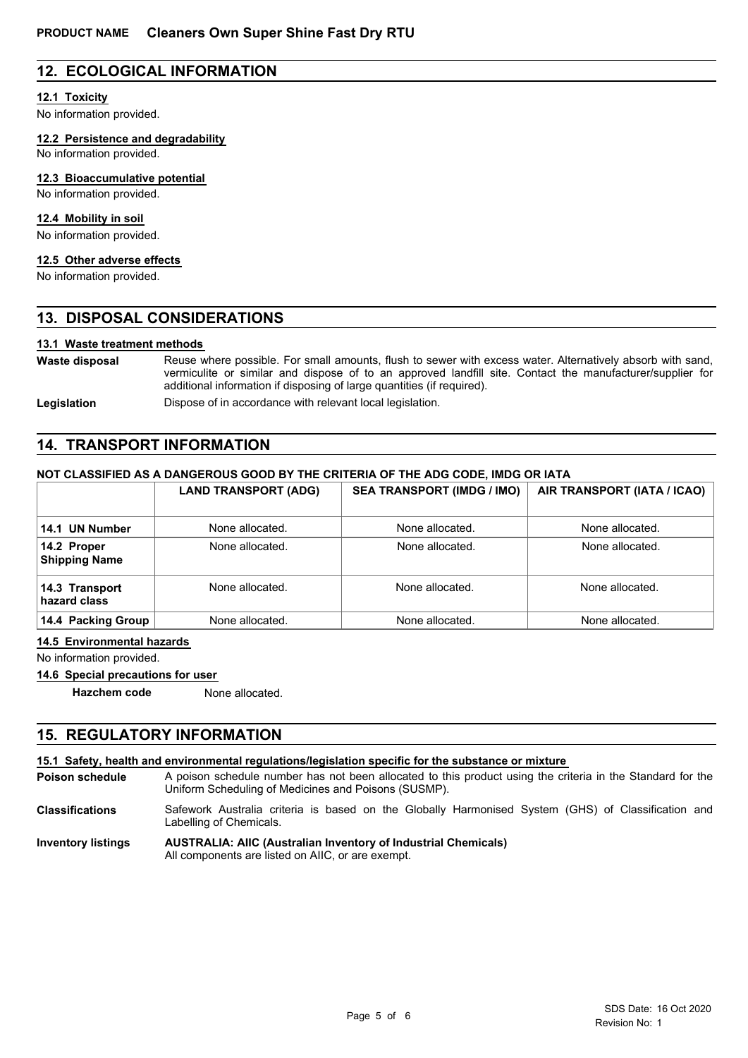**PRODUCT NAME Cleaners Own Super Shine Fast Dry RTU**

## 12. ECOLOGICAL INFORMATION

### 12.1 Toxicity

No information provided.

### 12.2 Persistence and degradability

No information provided.

### 12.3 Bioaccumulative potential

No information provided.

### 12.4 Mobility in soil

No information provided.

### 12.5 Other adverse effects

No information provided.

## 13. DISPOSAL CONSIDERATIONS

### 13.1 Waste treatment methods

**Waste disposal** Reuse where possible. For small amounts, flush to sewer with excess water. Alternatively absorb with sand, vermiculite or similar and dispose of to an approved landfill site. Contact the manufacturer/supplier for additional information if disposing of large quantities (if required).

**Legislation** Dispose of in accordance with relevant local legislation.

## 14. TRANSPORT INFORMATION

**NOT CLASSIFIED AS A DANGEROUS GOOD BY THE CRITERIA OF THE ADG CODE, IMDG OR IATA**

| | LAND TRANSPORT (ADG) | SEA TRANSPORT (IMDG / IMO) | AIR TRANSPORT (IATA / ICAO) |
|---|---|---|---|
| **14.1 UN Number** | None allocated. | None allocated. | None allocated. |
| **14.2 Proper Shipping Name** | None allocated. | None allocated. | None allocated. |
| **14.3 Transport hazard class** | None allocated. | None allocated. | None allocated. |
| **14.4 Packing Group** | None allocated. | None allocated. | None allocated. |

### 14.5 Environmental hazards

No information provided.

### 14.6 Special precautions for user

**Hazchem code** None allocated.

## 15. REGULATORY INFORMATION

### 15.1 Safety, health and environmental regulations/legislation specific for the substance or mixture

**Poison schedule** A poison schedule number has not been allocated to this product using the criteria in the Standard for the Uniform Scheduling of Medicines and Poisons (SUSMP).

**Classifications** Safework Australia criteria is based on the Globally Harmonised System (GHS) of Classification and Labelling of Chemicals.

**Inventory listings** **AUSTRALIA: AIIC (Australian Inventory of Industrial Chemicals)**
All components are listed on AIIC, or are exempt.

SDS Date: 16 Oct 2020
Revision No: 1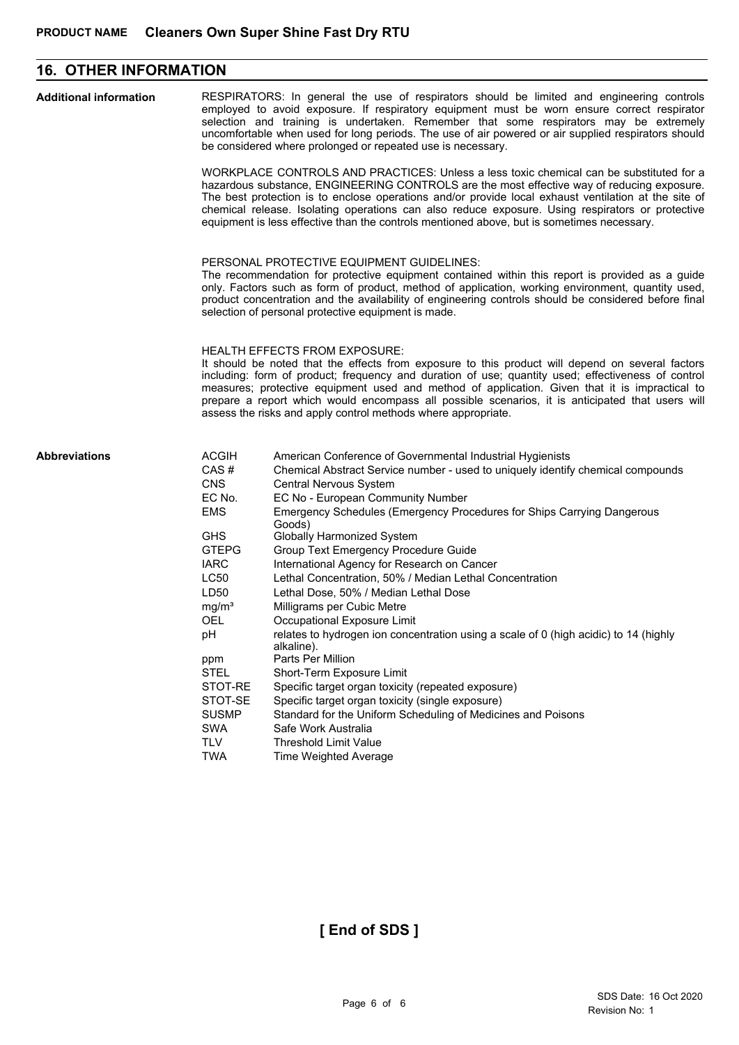**PRODUCT NAME Cleaners Own Super Shine Fast Dry RTU**

## 16. OTHER INFORMATION

**Additional information**

RESPIRATORS: In general the use of respirators should be limited and engineering controls employed to avoid exposure. If respiratory equipment must be worn ensure correct respirator selection and training is undertaken. Remember that some respirators may be extremely uncomfortable when used for long periods. The use of air powered or air supplied respirators should be considered where prolonged or repeated use is necessary.

WORKPLACE CONTROLS AND PRACTICES: Unless a less toxic chemical can be substituted for a hazardous substance, ENGINEERING CONTROLS are the most effective way of reducing exposure. The best protection is to enclose operations and/or provide local exhaust ventilation at the site of chemical release. Isolating operations can also reduce exposure. Using respirators or protective equipment is less effective than the controls mentioned above, but is sometimes necessary.

PERSONAL PROTECTIVE EQUIPMENT GUIDELINES:
The recommendation for protective equipment contained within this report is provided as a guide only. Factors such as form of product, method of application, working environment, quantity used, product concentration and the availability of engineering controls should be considered before final selection of personal protective equipment is made.

HEALTH EFFECTS FROM EXPOSURE:
It should be noted that the effects from exposure to this product will depend on several factors including: form of product; frequency and duration of use; quantity used; effectiveness of control measures; protective equipment used and method of application. Given that it is impractical to prepare a report which would encompass all possible scenarios, it is anticipated that users will assess the risks and apply control methods where appropriate.

**Abbreviations**

| | |
|---|---|
| ACGIH | American Conference of Governmental Industrial Hygienists |
| CAS # | Chemical Abstract Service number - used to uniquely identify chemical compounds |
| CNS | Central Nervous System |
| EC No. | EC No - European Community Number |
| EMS | Emergency Schedules (Emergency Procedures for Ships Carrying Dangerous Goods) |
| GHS | Globally Harmonized System |
| GTEPG | Group Text Emergency Procedure Guide |
| IARC | International Agency for Research on Cancer |
| LC50 | Lethal Concentration, 50% / Median Lethal Concentration |
| LD50 | Lethal Dose, 50% / Median Lethal Dose |
| mg/m³ | Milligrams per Cubic Metre |
| OEL | Occupational Exposure Limit |
| pH | relates to hydrogen ion concentration using a scale of 0 (high acidic) to 14 (highly alkaline). |
| ppm | Parts Per Million |
| STEL | Short-Term Exposure Limit |
| STOT-RE | Specific target organ toxicity (repeated exposure) |
| STOT-SE | Specific target organ toxicity (single exposure) |
| SUSMP | Standard for the Uniform Scheduling of Medicines and Poisons |
| SWA | Safe Work Australia |
| TLV | Threshold Limit Value |
| TWA | Time Weighted Average |

**[ End of SDS ]**

SDS Date: 16 Oct 2020
Revision No: 1